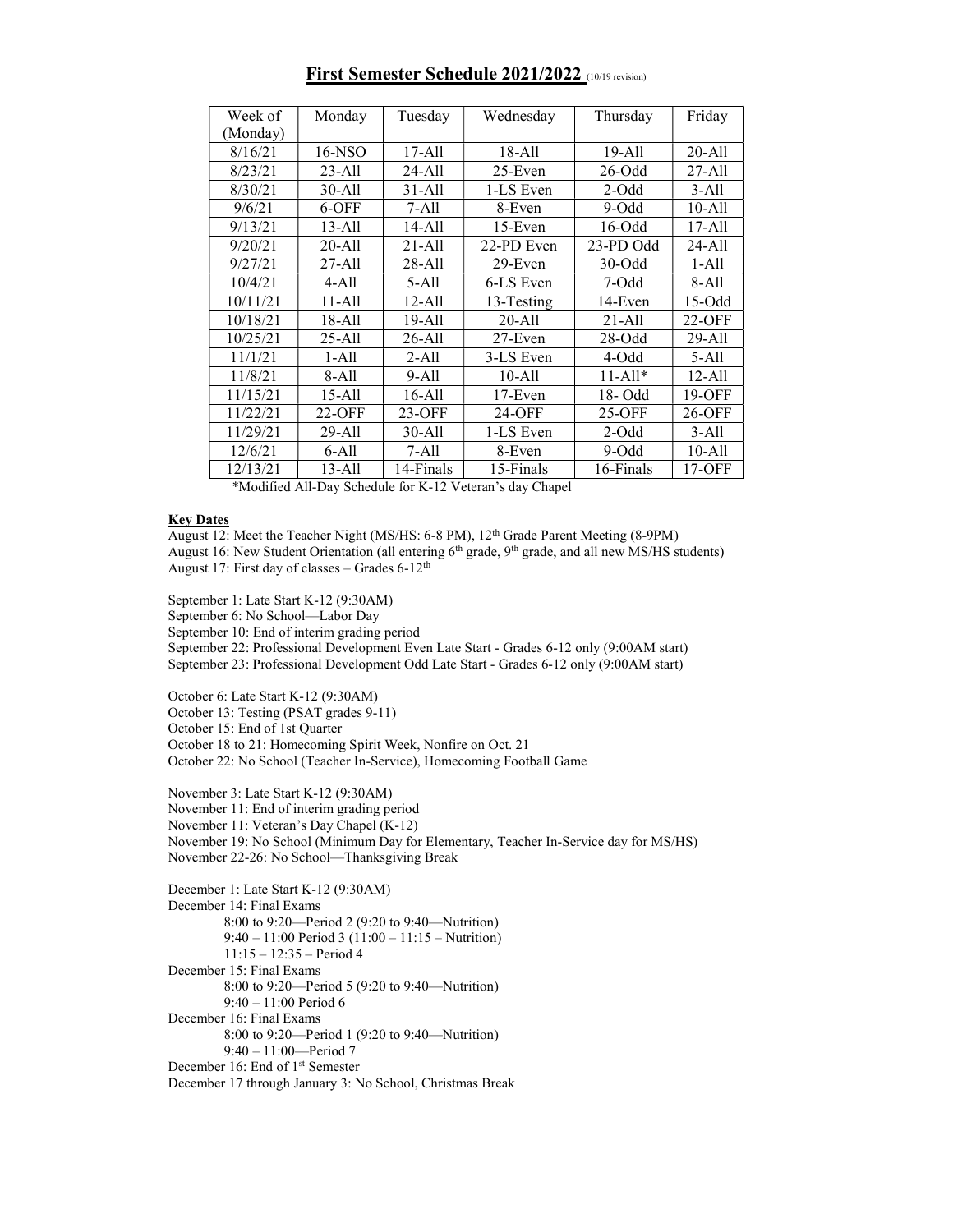# First Semester Schedule 2021/2022 (10/19 revision)

| Week of (Monday) | Monday | Tuesday | Wednesday | Thursday | Friday |
|---|---|---|---|---|---|
| 8/16/21 | 16-NSO | 17-All | 18-All | 19-All | 20-All |
| 8/23/21 | 23-All | 24-All | 25-Even | 26-Odd | 27-All |
| 8/30/21 | 30-All | 31-All | 1-LS Even | 2-Odd | 3-All |
| 9/6/21 | 6-OFF | 7-All | 8-Even | 9-Odd | 10-All |
| 9/13/21 | 13-All | 14-All | 15-Even | 16-Odd | 17-All |
| 9/20/21 | 20-All | 21-All | 22-PD Even | 23-PD Odd | 24-All |
| 9/27/21 | 27-All | 28-All | 29-Even | 30-Odd | 1-All |
| 10/4/21 | 4-All | 5-All | 6-LS Even | 7-Odd | 8-All |
| 10/11/21 | 11-All | 12-All | 13-Testing | 14-Even | 15-Odd |
| 10/18/21 | 18-All | 19-All | 20-All | 21-All | 22-OFF |
| 10/25/21 | 25-All | 26-All | 27-Even | 28-Odd | 29-All |
| 11/1/21 | 1-All | 2-All | 3-LS Even | 4-Odd | 5-All |
| 11/8/21 | 8-All | 9-All | 10-All | 11-All* | 12-All |
| 11/15/21 | 15-All | 16-All | 17-Even | 18- Odd | 19-OFF |
| 11/22/21 | 22-OFF | 23-OFF | 24-OFF | 25-OFF | 26-OFF |
| 11/29/21 | 29-All | 30-All | 1-LS Even | 2-Odd | 3-All |
| 12/6/21 | 6-All | 7-All | 8-Even | 9-Odd | 10-All |
| 12/13/21 | 13-All | 14-Finals | 15-Finals | 16-Finals | 17-OFF |

*Modified All-Day Schedule for K-12 Veteran's day Chapel

**Key Dates**

August 12: Meet the Teacher Night (MS/HS: 6-8 PM), 12th Grade Parent Meeting (8-9PM)
August 16: New Student Orientation (all entering 6th grade, 9th grade, and all new MS/HS students)
August 17: First day of classes – Grades 6-12th

September 1: Late Start K-12 (9:30AM)
September 6: No School—Labor Day
September 10: End of interim grading period
September 22: Professional Development Even Late Start - Grades 6-12 only (9:00AM start)
September 23: Professional Development Odd Late Start - Grades 6-12 only (9:00AM start)

October 6: Late Start K-12 (9:30AM)
October 13: Testing (PSAT grades 9-11)
October 15: End of 1st Quarter
October 18 to 21: Homecoming Spirit Week, Nonfire on Oct. 21
October 22: No School (Teacher In-Service), Homecoming Football Game

November 3: Late Start K-12 (9:30AM)
November 11: End of interim grading period
November 11: Veteran's Day Chapel (K-12)
November 19: No School (Minimum Day for Elementary, Teacher In-Service day for MS/HS)
November 22-26: No School—Thanksgiving Break

December 1: Late Start K-12 (9:30AM)
December 14: Final Exams
- 8:00 to 9:20—Period 2 (9:20 to 9:40—Nutrition)
- 9:40 – 11:00 Period 3 (11:00 – 11:15 – Nutrition)
- 11:15 – 12:35 – Period 4

December 15: Final Exams
- 8:00 to 9:20—Period 5 (9:20 to 9:40—Nutrition)
- 9:40 – 11:00 Period 6

December 16: Final Exams
- 8:00 to 9:20—Period 1 (9:20 to 9:40—Nutrition)
- 9:40 – 11:00—Period 7

December 16: End of 1st Semester
December 17 through January 3: No School, Christmas Break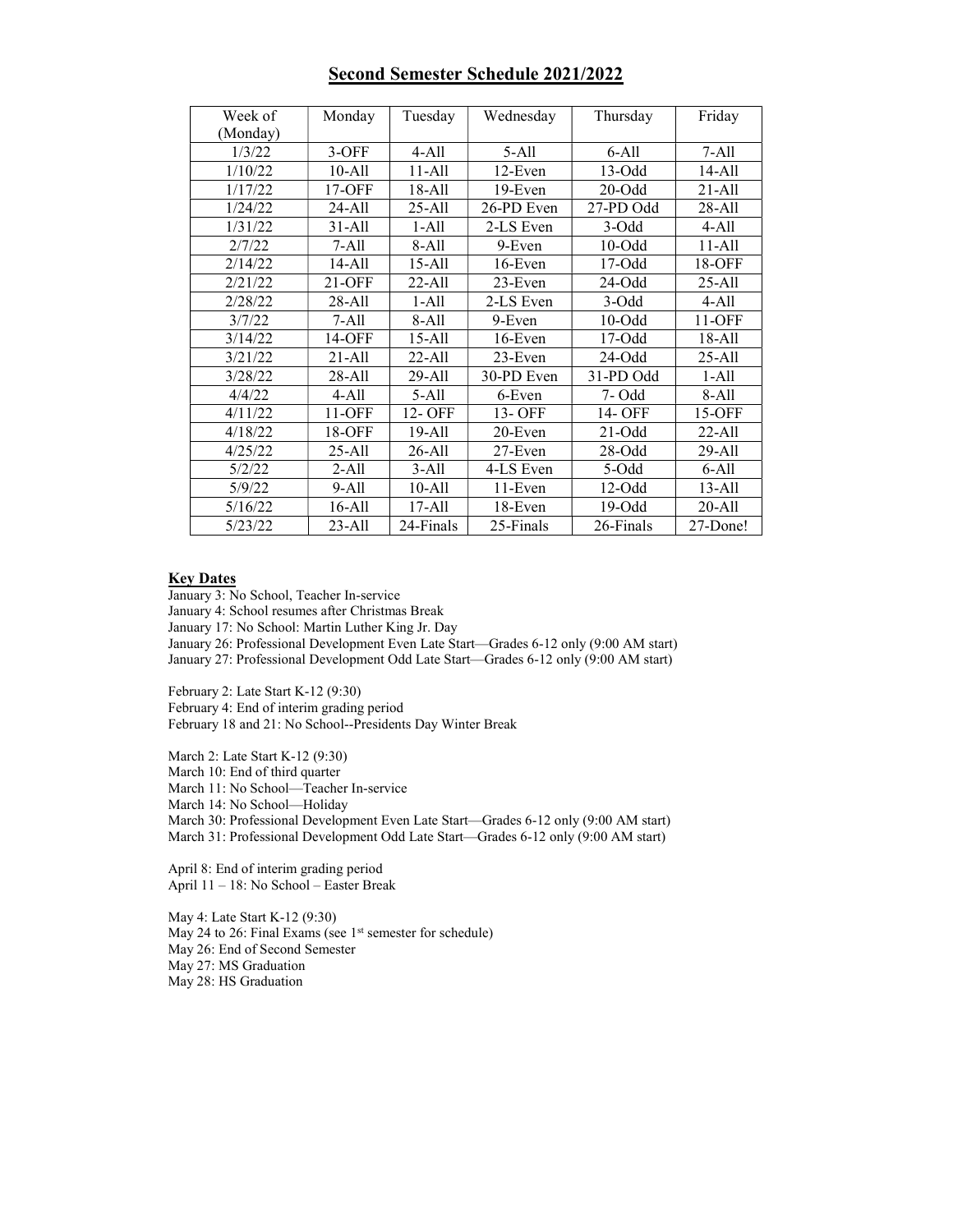# Second Semester Schedule 2021/2022

| Week of (Monday) | Monday | Tuesday | Wednesday | Thursday | Friday |
|---|---|---|---|---|---|
| 1/3/22 | 3-OFF | 4-All | 5-All | 6-All | 7-All |
| 1/10/22 | 10-All | 11-All | 12-Even | 13-Odd | 14-All |
| 1/17/22 | 17-OFF | 18-All | 19-Even | 20-Odd | 21-All |
| 1/24/22 | 24-All | 25-All | 26-PD Even | 27-PD Odd | 28-All |
| 1/31/22 | 31-All | 1-All | 2-LS Even | 3-Odd | 4-All |
| 2/7/22 | 7-All | 8-All | 9-Even | 10-Odd | 11-All |
| 2/14/22 | 14-All | 15-All | 16-Even | 17-Odd | 18-OFF |
| 2/21/22 | 21-OFF | 22-All | 23-Even | 24-Odd | 25-All |
| 2/28/22 | 28-All | 1-All | 2-LS Even | 3-Odd | 4-All |
| 3/7/22 | 7-All | 8-All | 9-Even | 10-Odd | 11-OFF |
| 3/14/22 | 14-OFF | 15-All | 16-Even | 17-Odd | 18-All |
| 3/21/22 | 21-All | 22-All | 23-Even | 24-Odd | 25-All |
| 3/28/22 | 28-All | 29-All | 30-PD Even | 31-PD Odd | 1-All |
| 4/4/22 | 4-All | 5-All | 6-Even | 7- Odd | 8-All |
| 4/11/22 | 11-OFF | 12- OFF | 13- OFF | 14- OFF | 15-OFF |
| 4/18/22 | 18-OFF | 19-All | 20-Even | 21-Odd | 22-All |
| 4/25/22 | 25-All | 26-All | 27-Even | 28-Odd | 29-All |
| 5/2/22 | 2-All | 3-All | 4-LS Even | 5-Odd | 6-All |
| 5/9/22 | 9-All | 10-All | 11-Even | 12-Odd | 13-All |
| 5/16/22 | 16-All | 17-All | 18-Even | 19-Odd | 20-All |
| 5/23/22 | 23-All | 24-Finals | 25-Finals | 26-Finals | 27-Done! |

**Key Dates**

January 3: No School, Teacher In-service
January 4: School resumes after Christmas Break
January 17: No School: Martin Luther King Jr. Day
January 26: Professional Development Even Late Start—Grades 6-12 only (9:00 AM start)
January 27: Professional Development Odd Late Start—Grades 6-12 only (9:00 AM start)

February 2: Late Start K-12 (9:30)
February 4: End of interim grading period
February 18 and 21: No School--Presidents Day Winter Break

March 2: Late Start K-12 (9:30)
March 10: End of third quarter
March 11: No School—Teacher In-service
March 14: No School—Holiday
March 30: Professional Development Even Late Start—Grades 6-12 only (9:00 AM start)
March 31: Professional Development Odd Late Start—Grades 6-12 only (9:00 AM start)

April 8: End of interim grading period
April 11 – 18: No School – Easter Break

May 4: Late Start K-12 (9:30)
May 24 to 26: Final Exams (see 1st semester for schedule)
May 26: End of Second Semester
May 27: MS Graduation
May 28: HS Graduation